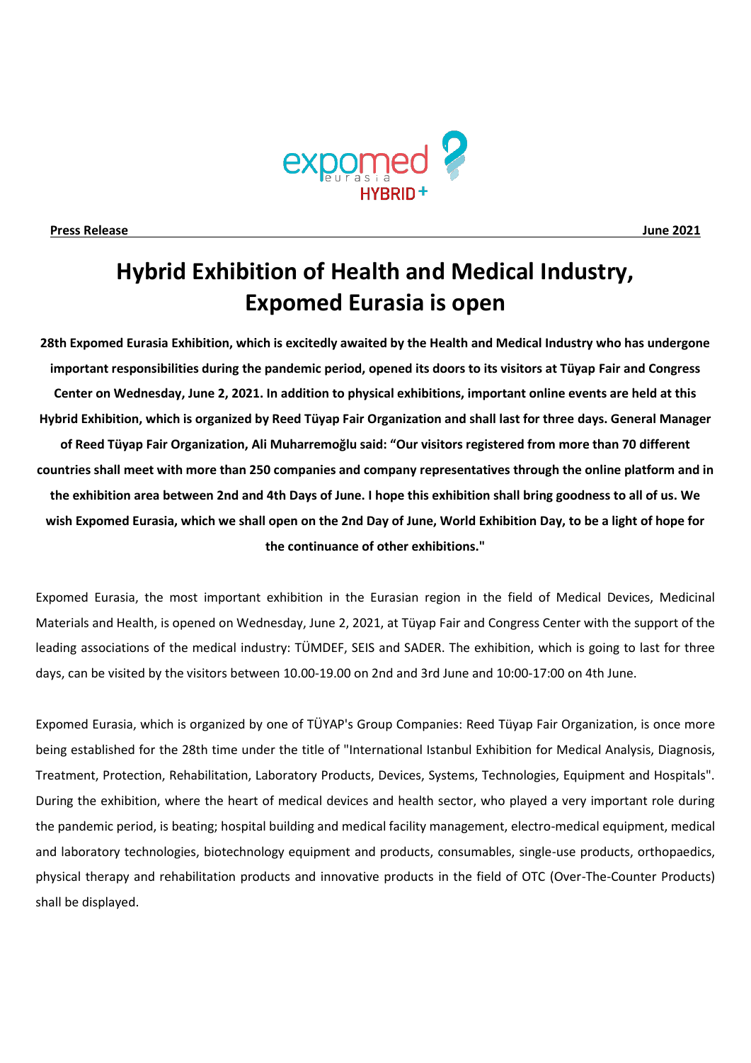**Press Release** **June 2021**

# Hybrid Exhibition of Health and Medical Industry, Expomed Eurasia is open

**28th Expomed Eurasia Exhibition, which is excitedly awaited by the Health and Medical Industry who has undergone important responsibilities during the pandemic period, opened its doors to its visitors at Tüyap Fair and Congress Center on Wednesday, June 2, 2021. In addition to physical exhibitions, important online events are held at this Hybrid Exhibition, which is organized by Reed Tüyap Fair Organization and shall last for three days. General Manager of Reed Tüyap Fair Organization, Ali Muharremoğlu said: "Our visitors registered from more than 70 different countries shall meet with more than 250 companies and company representatives through the online platform and in the exhibition area between 2nd and 4th Days of June. I hope this exhibition shall bring goodness to all of us. We wish Expomed Eurasia, which we shall open on the 2nd Day of June, World Exhibition Day, to be a light of hope for the continuance of other exhibitions."**

Expomed Eurasia, the most important exhibition in the Eurasian region in the field of Medical Devices, Medicinal Materials and Health, is opened on Wednesday, June 2, 2021, at Tüyap Fair and Congress Center with the support of the leading associations of the medical industry: TÜMDEF, SEIS and SADER. The exhibition, which is going to last for three days, can be visited by the visitors between 10.00-19.00 on 2nd and 3rd June and 10:00-17:00 on 4th June.

Expomed Eurasia, which is organized by one of TÜYAP's Group Companies: Reed Tüyap Fair Organization, is once more being established for the 28th time under the title of "International Istanbul Exhibition for Medical Analysis, Diagnosis, Treatment, Protection, Rehabilitation, Laboratory Products, Devices, Systems, Technologies, Equipment and Hospitals". During the exhibition, where the heart of medical devices and health sector, who played a very important role during the pandemic period, is beating; hospital building and medical facility management, electro-medical equipment, medical and laboratory technologies, biotechnology equipment and products, consumables, single-use products, orthopaedics, physical therapy and rehabilitation products and innovative products in the field of OTC (Over-The-Counter Products) shall be displayed.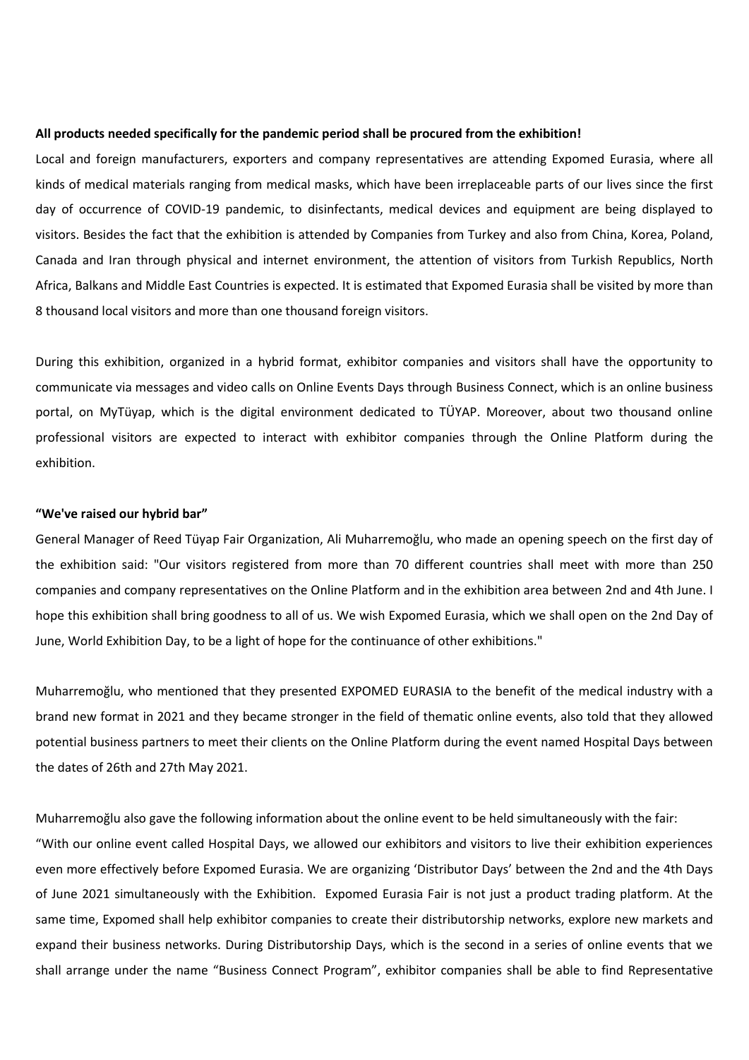**All products needed specifically for the pandemic period shall be procured from the exhibition!**

Local and foreign manufacturers, exporters and company representatives are attending Expomed Eurasia, where all kinds of medical materials ranging from medical masks, which have been irreplaceable parts of our lives since the first day of occurrence of COVID-19 pandemic, to disinfectants, medical devices and equipment are being displayed to visitors. Besides the fact that the exhibition is attended by Companies from Turkey and also from China, Korea, Poland, Canada and Iran through physical and internet environment, the attention of visitors from Turkish Republics, North Africa, Balkans and Middle East Countries is expected. It is estimated that Expomed Eurasia shall be visited by more than 8 thousand local visitors and more than one thousand foreign visitors.

During this exhibition, organized in a hybrid format, exhibitor companies and visitors shall have the opportunity to communicate via messages and video calls on Online Events Days through Business Connect, which is an online business portal, on MyTüyap, which is the digital environment dedicated to TÜYAP. Moreover, about two thousand online professional visitors are expected to interact with exhibitor companies through the Online Platform during the exhibition.

**"We've raised our hybrid bar"**

General Manager of Reed Tüyap Fair Organization, Ali Muharremoğlu, who made an opening speech on the first day of the exhibition said: "Our visitors registered from more than 70 different countries shall meet with more than 250 companies and company representatives on the Online Platform and in the exhibition area between 2nd and 4th June. I hope this exhibition shall bring goodness to all of us. We wish Expomed Eurasia, which we shall open on the 2nd Day of June, World Exhibition Day, to be a light of hope for the continuance of other exhibitions."

Muharremoğlu, who mentioned that they presented EXPOMED EURASIA to the benefit of the medical industry with a brand new format in 2021 and they became stronger in the field of thematic online events, also told that they allowed potential business partners to meet their clients on the Online Platform during the event named Hospital Days between the dates of 26th and 27th May 2021.

Muharremoğlu also gave the following information about the online event to be held simultaneously with the fair:

"With our online event called Hospital Days, we allowed our exhibitors and visitors to live their exhibition experiences even more effectively before Expomed Eurasia. We are organizing 'Distributor Days' between the 2nd and the 4th Days of June 2021 simultaneously with the Exhibition. Expomed Eurasia Fair is not just a product trading platform. At the same time, Expomed shall help exhibitor companies to create their distributorship networks, explore new markets and expand their business networks. During Distributorship Days, which is the second in a series of online events that we shall arrange under the name "Business Connect Program", exhibitor companies shall be able to find Representative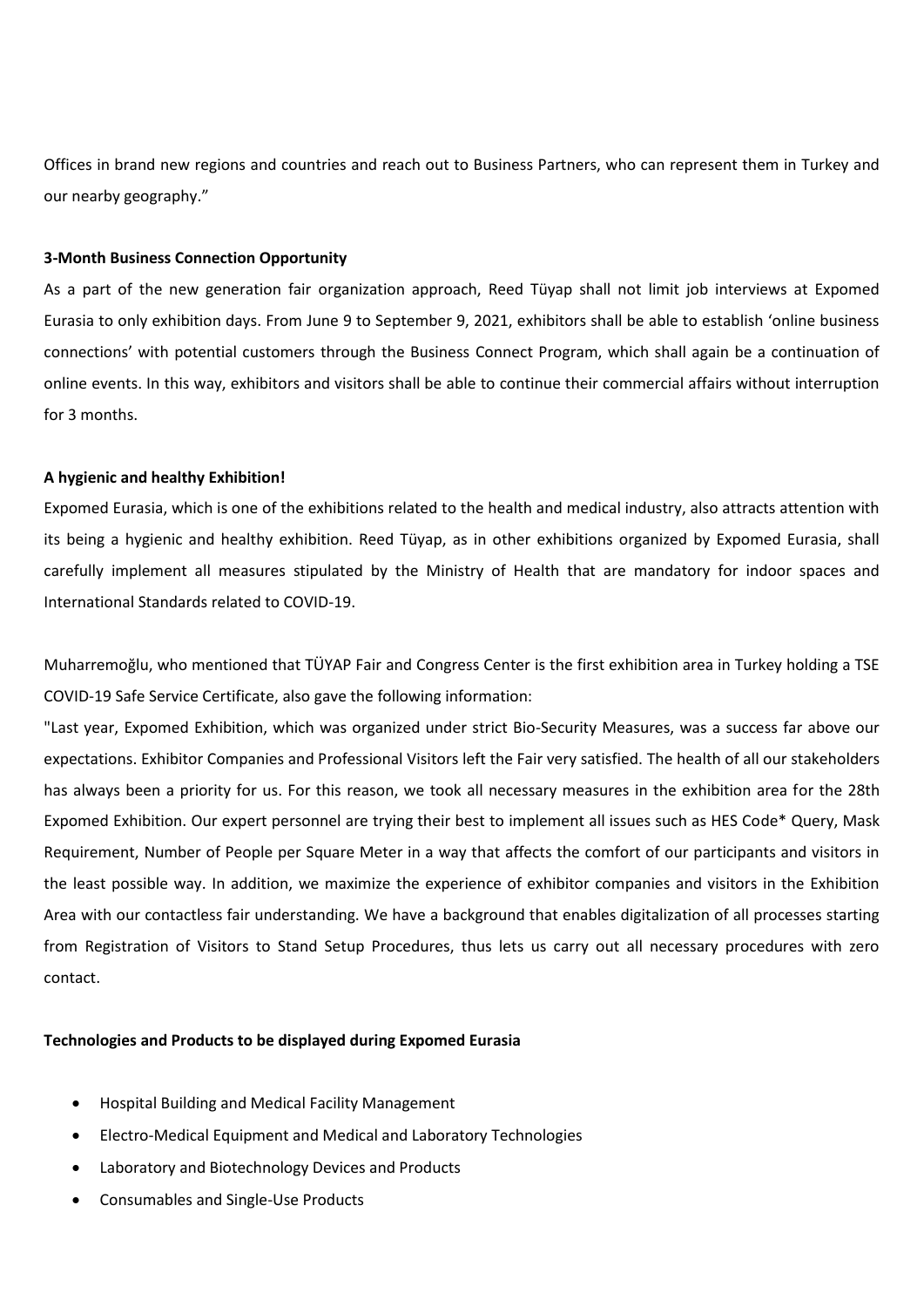Offices in brand new regions and countries and reach out to Business Partners, who can represent them in Turkey and our nearby geography."

**3-Month Business Connection Opportunity**

As a part of the new generation fair organization approach, Reed Tüyap shall not limit job interviews at Expomed Eurasia to only exhibition days. From June 9 to September 9, 2021, exhibitors shall be able to establish 'online business connections' with potential customers through the Business Connect Program, which shall again be a continuation of online events. In this way, exhibitors and visitors shall be able to continue their commercial affairs without interruption for 3 months.

**A hygienic and healthy Exhibition!**

Expomed Eurasia, which is one of the exhibitions related to the health and medical industry, also attracts attention with its being a hygienic and healthy exhibition. Reed Tüyap, as in other exhibitions organized by Expomed Eurasia, shall carefully implement all measures stipulated by the Ministry of Health that are mandatory for indoor spaces and International Standards related to COVID-19.

Muharremoğlu, who mentioned that TÜYAP Fair and Congress Center is the first exhibition area in Turkey holding a TSE COVID-19 Safe Service Certificate, also gave the following information:

"Last year, Expomed Exhibition, which was organized under strict Bio-Security Measures, was a success far above our expectations. Exhibitor Companies and Professional Visitors left the Fair very satisfied. The health of all our stakeholders has always been a priority for us. For this reason, we took all necessary measures in the exhibition area for the 28th Expomed Exhibition. Our expert personnel are trying their best to implement all issues such as HES Code* Query, Mask Requirement, Number of People per Square Meter in a way that affects the comfort of our participants and visitors in the least possible way. In addition, we maximize the experience of exhibitor companies and visitors in the Exhibition Area with our contactless fair understanding. We have a background that enables digitalization of all processes starting from Registration of Visitors to Stand Setup Procedures, thus lets us carry out all necessary procedures with zero contact.

**Technologies and Products to be displayed during Expomed Eurasia**

- Hospital Building and Medical Facility Management
- Electro-Medical Equipment and Medical and Laboratory Technologies
- Laboratory and Biotechnology Devices and Products
- Consumables and Single-Use Products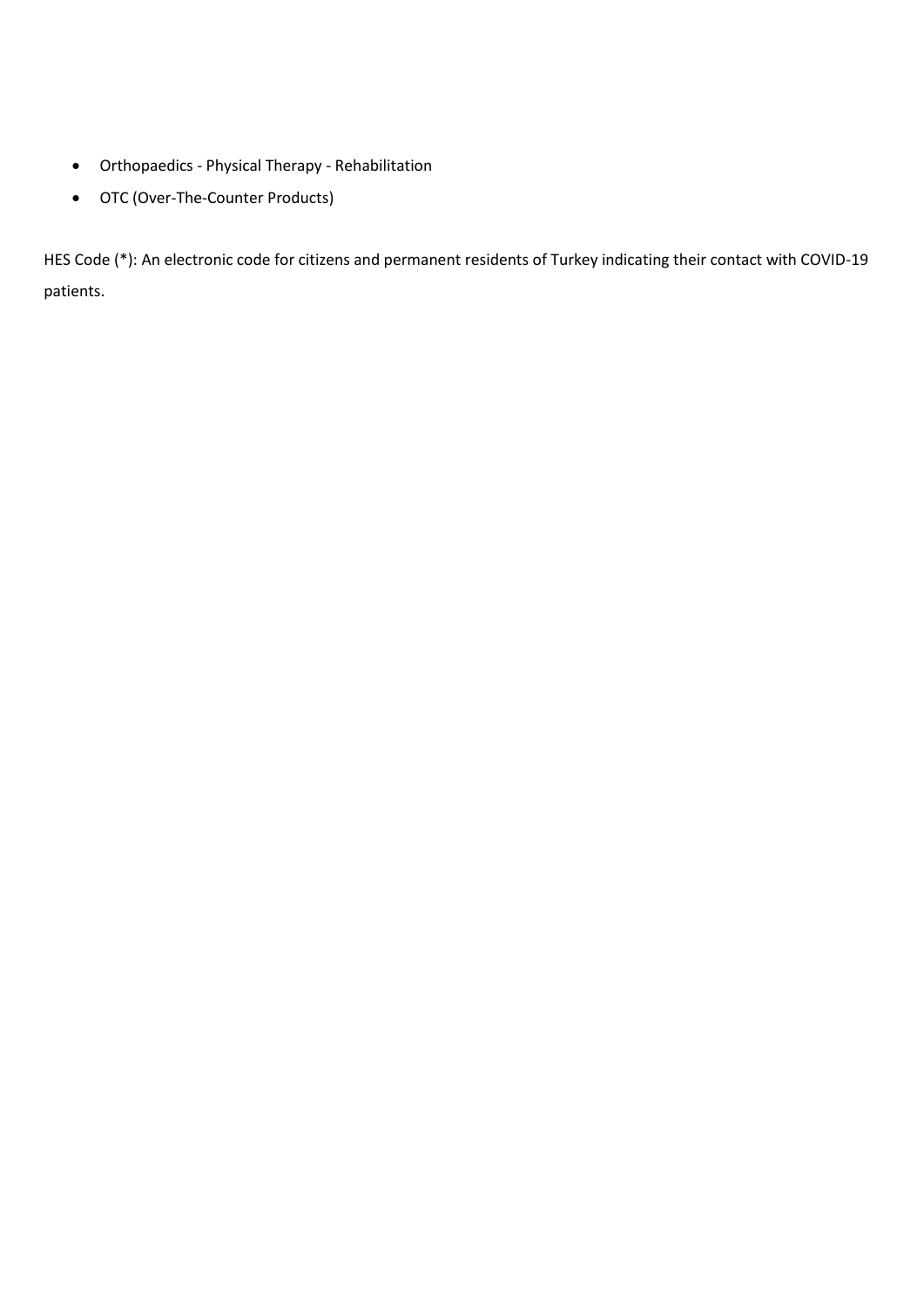- Orthopaedics - Physical Therapy - Rehabilitation
- OTC (Over-The-Counter Products)

HES Code (*): An electronic code for citizens and permanent residents of Turkey indicating their contact with COVID-19 patients.